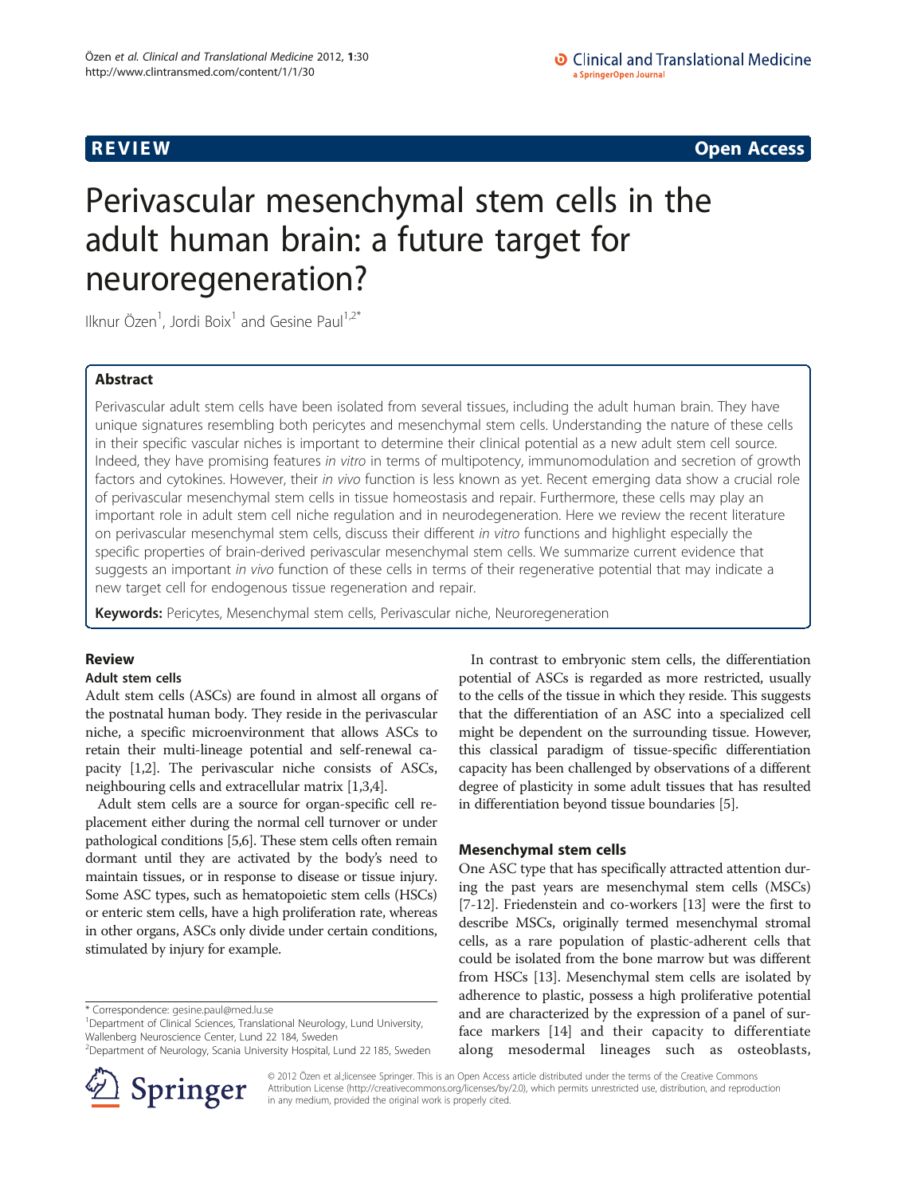**REVIEW** **Open Access**

# Perivascular mesenchymal stem cells in the adult human brain: a future target for neuroregeneration?

Ilknur Özen[1], Jordi Boix[1] and Gesine Paul[1,2*]

## Abstract

Perivascular adult stem cells have been isolated from several tissues, including the adult human brain. They have unique signatures resembling both pericytes and mesenchymal stem cells. Understanding the nature of these cells in their specific vascular niches is important to determine their clinical potential as a new adult stem cell source. Indeed, they have promising features *in vitro* in terms of multipotency, immunomodulation and secretion of growth factors and cytokines. However, their *in vivo* function is less known as yet. Recent emerging data show a crucial role of perivascular mesenchymal stem cells in tissue homeostasis and repair. Furthermore, these cells may play an important role in adult stem cell niche regulation and in neurodegeneration. Here we review the recent literature on perivascular mesenchymal stem cells, discuss their different *in vitro* functions and highlight especially the specific properties of brain-derived perivascular mesenchymal stem cells. We summarize current evidence that suggests an important *in vivo* function of these cells in terms of their regenerative potential that may indicate a new target cell for endogenous tissue regeneration and repair.

**Keywords:** Pericytes, Mesenchymal stem cells, Perivascular niche, Neuroregeneration

## Review

### Adult stem cells

Adult stem cells (ASCs) are found in almost all organs of the postnatal human body. They reside in the perivascular niche, a specific microenvironment that allows ASCs to retain their multi-lineage potential and self-renewal capacity [1,2]. The perivascular niche consists of ASCs, neighbouring cells and extracellular matrix [1,3,4].

Adult stem cells are a source for organ-specific cell replacement either during the normal cell turnover or under pathological conditions [5,6]. These stem cells often remain dormant until they are activated by the body's need to maintain tissues, or in response to disease or tissue injury. Some ASC types, such as hematopoietic stem cells (HSCs) or enteric stem cells, have a high proliferation rate, whereas in other organs, ASCs only divide under certain conditions, stimulated by injury for example.

In contrast to embryonic stem cells, the differentiation potential of ASCs is regarded as more restricted, usually to the cells of the tissue in which they reside. This suggests that the differentiation of an ASC into a specialized cell might be dependent on the surrounding tissue. However, this classical paradigm of tissue-specific differentiation capacity has been challenged by observations of a different degree of plasticity in some adult tissues that has resulted in differentiation beyond tissue boundaries [5].

### Mesenchymal stem cells

One ASC type that has specifically attracted attention during the past years are mesenchymal stem cells (MSCs) [7-12]. Friedenstein and co-workers [13] were the first to describe MSCs, originally termed mesenchymal stromal cells, as a rare population of plastic-adherent cells that could be isolated from the bone marrow but was different from HSCs [13]. Mesenchymal stem cells are isolated by adherence to plastic, possess a high proliferative potential and are characterized by the expression of a panel of surface markers [14] and their capacity to differentiate along mesodermal lineages such as osteoblasts,

\* Correspondence: gesine.paul@med.lu.se
[1]Department of Clinical Sciences, Translational Neurology, Lund University, Wallenberg Neuroscience Center, Lund 22 184, Sweden
[2]Department of Neurology, Scania University Hospital, Lund 22 185, Sweden

© 2012 Özen et al.;licensee Springer. This is an Open Access article distributed under the terms of the Creative Commons Attribution License (http://creativecommons.org/licenses/by/2.0), which permits unrestricted use, distribution, and reproduction in any medium, provided the original work is properly cited.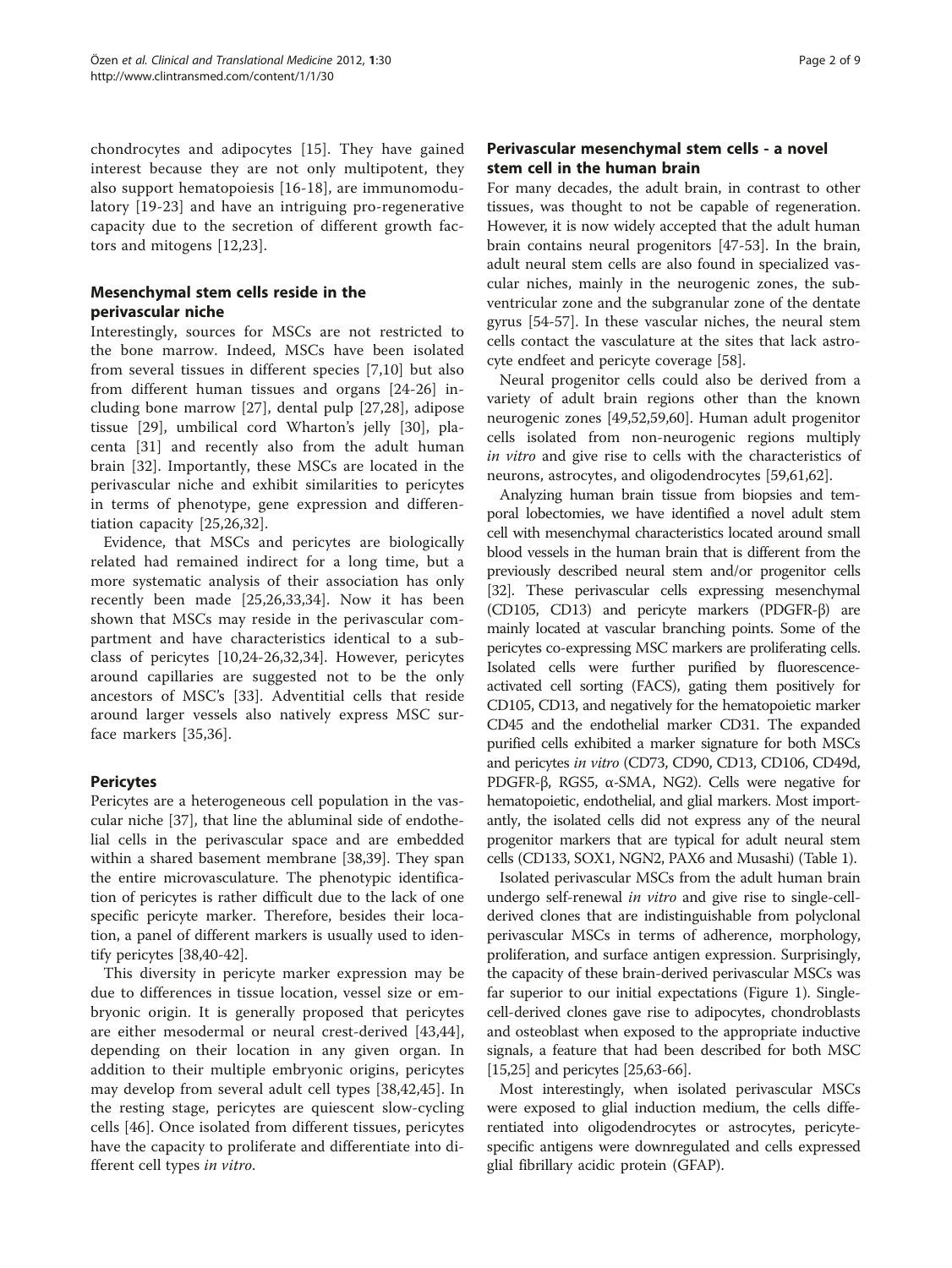chondrocytes and adipocytes [15]. They have gained interest because they are not only multipotent, they also support hematopoiesis [16-18], are immunomodulatory [19-23] and have an intriguing pro-regenerative capacity due to the secretion of different growth factors and mitogens [12,23].

## Mesenchymal stem cells reside in the perivascular niche

Interestingly, sources for MSCs are not restricted to the bone marrow. Indeed, MSCs have been isolated from several tissues in different species [7,10] but also from different human tissues and organs [24-26] including bone marrow [27], dental pulp [27,28], adipose tissue [29], umbilical cord Wharton's jelly [30], placenta [31] and recently also from the adult human brain [32]. Importantly, these MSCs are located in the perivascular niche and exhibit similarities to pericytes in terms of phenotype, gene expression and differentiation capacity [25,26,32].

Evidence, that MSCs and pericytes are biologically related had remained indirect for a long time, but a more systematic analysis of their association has only recently been made [25,26,33,34]. Now it has been shown that MSCs may reside in the perivascular compartment and have characteristics identical to a subclass of pericytes [10,24-26,32,34]. However, pericytes around capillaries are suggested not to be the only ancestors of MSC's [33]. Adventitial cells that reside around larger vessels also natively express MSC surface markers [35,36].

## Pericytes

Pericytes are a heterogeneous cell population in the vascular niche [37], that line the abluminal side of endothelial cells in the perivascular space and are embedded within a shared basement membrane [38,39]. They span the entire microvasculature. The phenotypic identification of pericytes is rather difficult due to the lack of one specific pericyte marker. Therefore, besides their location, a panel of different markers is usually used to identify pericytes [38,40-42].

This diversity in pericyte marker expression may be due to differences in tissue location, vessel size or embryonic origin. It is generally proposed that pericytes are either mesodermal or neural crest-derived [43,44], depending on their location in any given organ. In addition to their multiple embryonic origins, pericytes may develop from several adult cell types [38,42,45]. In the resting stage, pericytes are quiescent slow-cycling cells [46]. Once isolated from different tissues, pericytes have the capacity to proliferate and differentiate into different cell types *in vitro*.

## Perivascular mesenchymal stem cells - a novel stem cell in the human brain

For many decades, the adult brain, in contrast to other tissues, was thought to not be capable of regeneration. However, it is now widely accepted that the adult human brain contains neural progenitors [47-53]. In the brain, adult neural stem cells are also found in specialized vascular niches, mainly in the neurogenic zones, the subventricular zone and the subgranular zone of the dentate gyrus [54-57]. In these vascular niches, the neural stem cells contact the vasculature at the sites that lack astrocyte endfeet and pericyte coverage [58].

Neural progenitor cells could also be derived from a variety of adult brain regions other than the known neurogenic zones [49,52,59,60]. Human adult progenitor cells isolated from non-neurogenic regions multiply *in vitro* and give rise to cells with the characteristics of neurons, astrocytes, and oligodendrocytes [59,61,62].

Analyzing human brain tissue from biopsies and temporal lobectomies, we have identified a novel adult stem cell with mesenchymal characteristics located around small blood vessels in the human brain that is different from the previously described neural stem and/or progenitor cells [32]. These perivascular cells expressing mesenchymal (CD105, CD13) and pericyte markers (PDGFR-β) are mainly located at vascular branching points. Some of the pericytes co-expressing MSC markers are proliferating cells. Isolated cells were further purified by fluorescence-activated cell sorting (FACS), gating them positively for CD105, CD13, and negatively for the hematopoietic marker CD45 and the endothelial marker CD31. The expanded purified cells exhibited a marker signature for both MSCs and pericytes *in vitro* (CD73, CD90, CD13, CD106, CD49d, PDGFR-β, RGS5, α-SMA, NG2). Cells were negative for hematopoietic, endothelial, and glial markers. Most importantly, the isolated cells did not express any of the neural progenitor markers that are typical for adult neural stem cells (CD133, SOX1, NGN2, PAX6 and Musashi) (Table 1).

Isolated perivascular MSCs from the adult human brain undergo self-renewal *in vitro* and give rise to single-cell-derived clones that are indistinguishable from polyclonal perivascular MSCs in terms of adherence, morphology, proliferation, and surface antigen expression. Surprisingly, the capacity of these brain-derived perivascular MSCs was far superior to our initial expectations (Figure 1). Single-cell-derived clones gave rise to adipocytes, chondroblasts and osteoblast when exposed to the appropriate inductive signals, a feature that had been described for both MSC [15,25] and pericytes [25,63-66].

Most interestingly, when isolated perivascular MSCs were exposed to glial induction medium, the cells differentiated into oligodendrocytes or astrocytes, pericyte-specific antigens were downregulated and cells expressed glial fibrillary acidic protein (GFAP).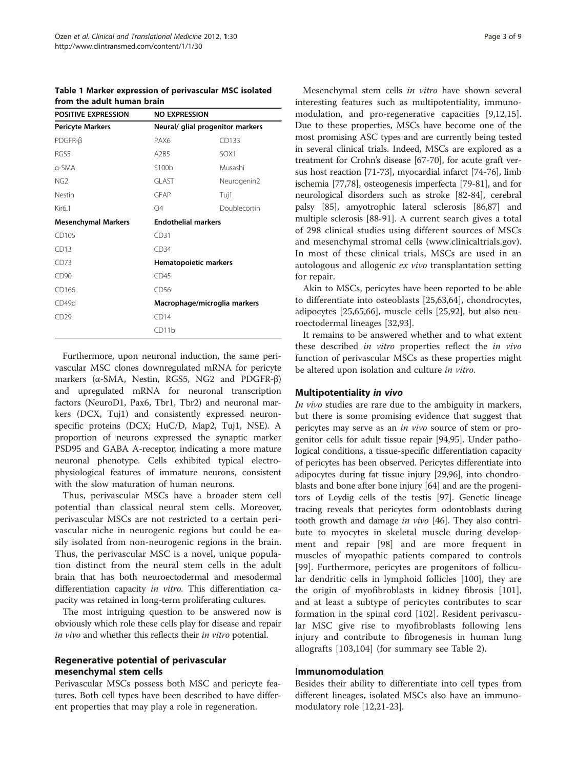**Table 1 Marker expression of perivascular MSC isolated from the adult human brain**

| POSITIVE EXPRESSION | NO EXPRESSION | |
|---|---|---|
| **Pericyte Markers** | **Neural/ glial progenitor markers** | |
| PDGFR-β | PAX6 | CD133 |
| RGS5 | A2B5 | SOX1 |
| α-SMA | S100b | Musashi |
| NG2 | GLAST | Neurogenin2 |
| Nestin | GFAP | Tuj1 |
| Kir6.1 | O4 | Doublecortin |
| **Mesenchymal Markers** | **Endothelial markers** | |
| CD105 | CD31 | |
| CD13 | CD34 | |
| CD73 | **Hematopoietic markers** | |
| CD90 | CD45 | |
| CD166 | CD56 | |
| CD49d | **Macrophage/microglia markers** | |
| CD29 | CD14 | |
| | CD11b | |

Furthermore, upon neuronal induction, the same perivascular MSC clones downregulated mRNA for pericyte markers (α-SMA, Nestin, RGS5, NG2 and PDGFR-β) and upregulated mRNA for neuronal transcription factors (NeuroD1, Pax6, Tbr1, Tbr2) and neuronal markers (DCX, Tuj1) and consistently expressed neuron-specific proteins (DCX; HuC/D, Map2, Tuj1, NSE). A proportion of neurons expressed the synaptic marker PSD95 and GABA A-receptor, indicating a more mature neuronal phenotype. Cells exhibited typical electrophysiological features of immature neurons, consistent with the slow maturation of human neurons.

Thus, perivascular MSCs have a broader stem cell potential than classical neural stem cells. Moreover, perivascular MSCs are not restricted to a certain perivascular niche in neurogenic regions but could be easily isolated from non-neurogenic regions in the brain. Thus, the perivascular MSC is a novel, unique population distinct from the neural stem cells in the adult brain that has both neuroectodermal and mesodermal differentiation capacity *in vitro*. This differentiation capacity was retained in long-term proliferating cultures.

The most intriguing question to be answered now is obviously which role these cells play for disease and repair *in vivo* and whether this reflects their *in vitro* potential.

## Regenerative potential of perivascular mesenchymal stem cells

Perivascular MSCs possess both MSC and pericyte features. Both cell types have been described to have different properties that may play a role in regeneration.

Mesenchymal stem cells *in vitro* have shown several interesting features such as multipotentiality, immunomodulation, and pro-regenerative capacities [9,12,15]. Due to these properties, MSCs have become one of the most promising ASC types and are currently being tested in several clinical trials. Indeed, MSCs are explored as a treatment for Crohn's disease [67-70], for acute graft versus host reaction [71-73], myocardial infarct [74-76], limb ischemia [77,78], osteogenesis imperfecta [79-81], and for neurological disorders such as stroke [82-84], cerebral palsy [85], amyotrophic lateral sclerosis [86,87] and multiple sclerosis [88-91]. A current search gives a total of 298 clinical studies using different sources of MSCs and mesenchymal stromal cells (www.clinicaltrials.gov). In most of these clinical trials, MSCs are used in an autologous and allogenic *ex vivo* transplantation setting for repair.

Akin to MSCs, pericytes have been reported to be able to differentiate into osteoblasts [25,63,64], chondrocytes, adipocytes [25,65,66], muscle cells [25,92], but also neuroectodermal lineages [32,93].

It remains to be answered whether and to what extent these described *in vitro* properties reflect the *in vivo* function of perivascular MSCs as these properties might be altered upon isolation and culture *in vitro*.

### Multipotentiality *in vivo*

*In vivo* studies are rare due to the ambiguity in markers, but there is some promising evidence that suggest that pericytes may serve as an *in vivo* source of stem or progenitor cells for adult tissue repair [94,95]. Under pathological conditions, a tissue-specific differentiation capacity of pericytes has been observed. Pericytes differentiate into adipocytes during fat tissue injury [29,96], into chondroblasts and bone after bone injury [64] and are the progenitors of Leydig cells of the testis [97]. Genetic lineage tracing reveals that pericytes form odontoblasts during tooth growth and damage *in vivo* [46]. They also contribute to myocytes in skeletal muscle during development and repair [98] and are more frequent in muscles of myopathic patients compared to controls [99]. Furthermore, pericytes are progenitors of follicular dendritic cells in lymphoid follicles [100], they are the origin of myofibroblasts in kidney fibrosis [101], and at least a subtype of pericytes contributes to scar formation in the spinal cord [102]. Resident perivascular MSC give rise to myofibroblasts following lens injury and contribute to fibrogenesis in human lung allografts [103,104] (for summary see Table 2).

### Immunomodulation

Besides their ability to differentiate into cell types from different lineages, isolated MSCs also have an immunomodulatory role [12,21-23].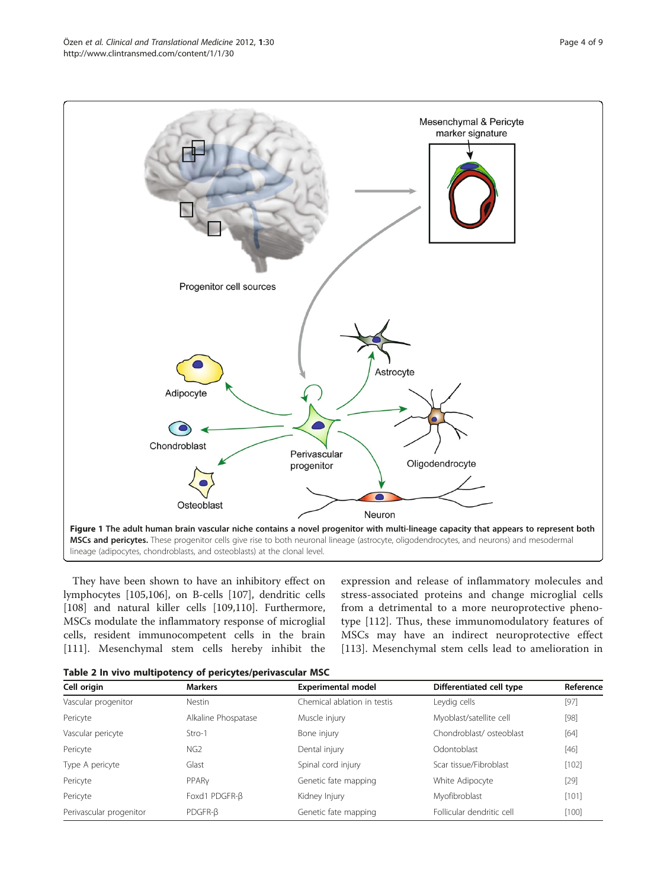**Figure 1 The adult human brain vascular niche contains a novel progenitor with multi-lineage capacity that appears to represent both MSCs and pericytes.** These progenitor cells give rise to both neuronal lineage (astrocyte, oligodendrocytes, and neurons) and mesodermal lineage (adipocytes, chondroblasts, and osteoblasts) at the clonal level.

They have been shown to have an inhibitory effect on lymphocytes [105,106], on B-cells [107], dendritic cells [108] and natural killer cells [109,110]. Furthermore, MSCs modulate the inflammatory response of microglial cells, resident immunocompetent cells in the brain [111]. Mesenchymal stem cells hereby inhibit the expression and release of inflammatory molecules and stress-associated proteins and change microglial cells from a detrimental to a more neuroprotective phenotype [112]. Thus, these immunomodulatory features of MSCs may have an indirect neuroprotective effect [113]. Mesenchymal stem cells lead to amelioration in

**Table 2 In vivo multipotency of pericytes/perivascular MSC**

| Cell origin | Markers | Experimental model | Differentiated cell type | Reference |
|---|---|---|---|---|
| Vascular progenitor | Nestin | Chemical ablation in testis | Leydig cells | [97] |
| Pericyte | Alkaline Phospatase | Muscle injury | Myoblast/satellite cell | [98] |
| Vascular pericyte | Stro-1 | Bone injury | Chondroblast/ osteoblast | [64] |
| Pericyte | NG2 | Dental injury | Odontoblast | [46] |
| Type A pericyte | Glast | Spinal cord injury | Scar tissue/Fibroblast | [102] |
| Pericyte | PPARγ | Genetic fate mapping | White Adipocyte | [29] |
| Pericyte | Foxd1 PDGFR-β | Kidney Injury | Myofibroblast | [101] |
| Perivascular progenitor | PDGFR-β | Genetic fate mapping | Follicular dendritic cell | [100] |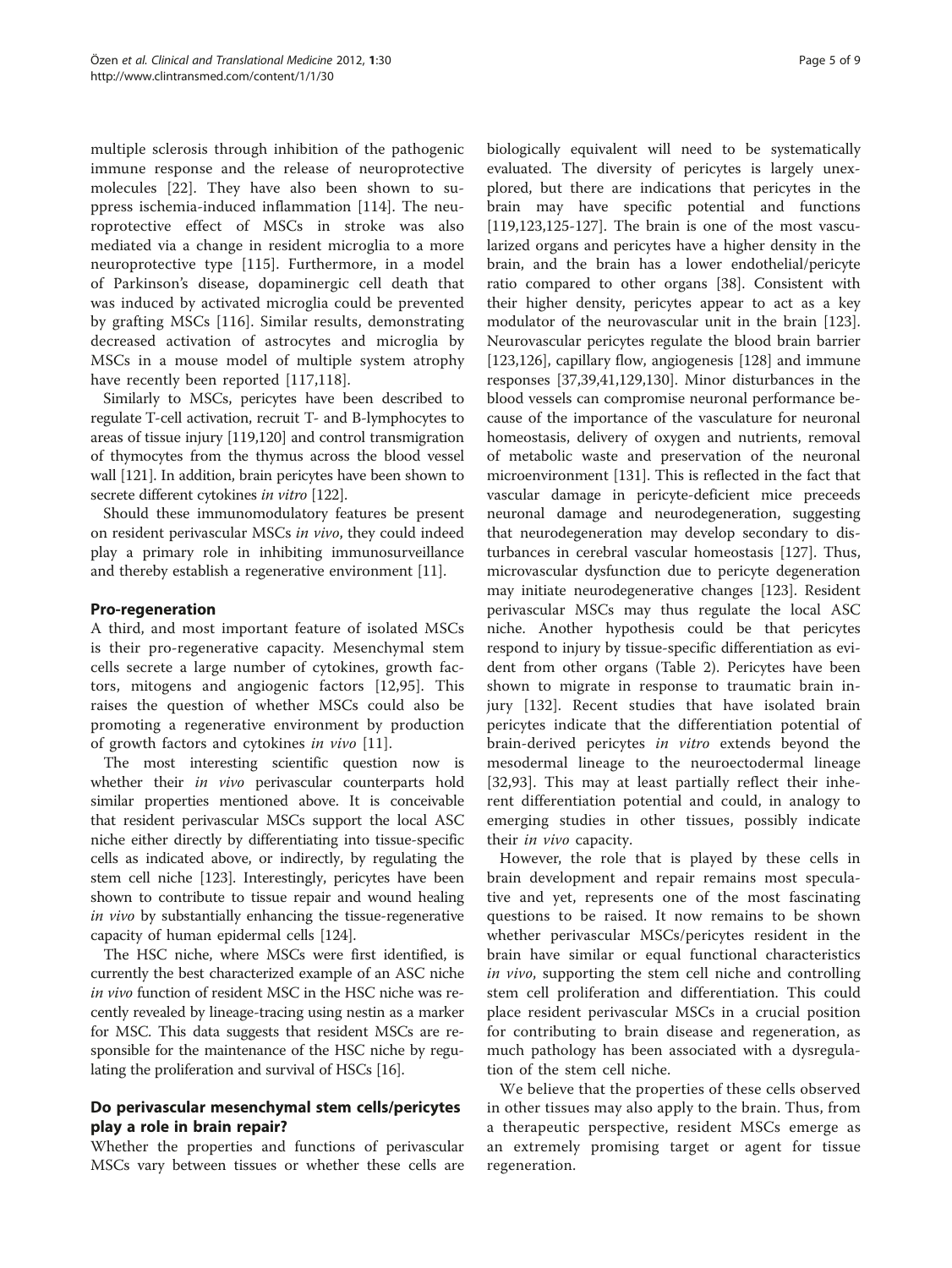multiple sclerosis through inhibition of the pathogenic immune response and the release of neuroprotective molecules [22]. They have also been shown to suppress ischemia-induced inflammation [114]. The neuroprotective effect of MSCs in stroke was also mediated via a change in resident microglia to a more neuroprotective type [115]. Furthermore, in a model of Parkinson's disease, dopaminergic cell death that was induced by activated microglia could be prevented by grafting MSCs [116]. Similar results, demonstrating decreased activation of astrocytes and microglia by MSCs in a mouse model of multiple system atrophy have recently been reported [117,118].

Similarly to MSCs, pericytes have been described to regulate T-cell activation, recruit T- and B-lymphocytes to areas of tissue injury [119,120] and control transmigration of thymocytes from the thymus across the blood vessel wall [121]. In addition, brain pericytes have been shown to secrete different cytokines *in vitro* [122].

Should these immunomodulatory features be present on resident perivascular MSCs *in vivo*, they could indeed play a primary role in inhibiting immunosurveillance and thereby establish a regenerative environment [11].

### Pro-regeneration

A third, and most important feature of isolated MSCs is their pro-regenerative capacity. Mesenchymal stem cells secrete a large number of cytokines, growth factors, mitogens and angiogenic factors [12,95]. This raises the question of whether MSCs could also be promoting a regenerative environment by production of growth factors and cytokines *in vivo* [11].

The most interesting scientific question now is whether their *in vivo* perivascular counterparts hold similar properties mentioned above. It is conceivable that resident perivascular MSCs support the local ASC niche either directly by differentiating into tissue-specific cells as indicated above, or indirectly, by regulating the stem cell niche [123]. Interestingly, pericytes have been shown to contribute to tissue repair and wound healing *in vivo* by substantially enhancing the tissue-regenerative capacity of human epidermal cells [124].

The HSC niche, where MSCs were first identified, is currently the best characterized example of an ASC niche *in vivo* function of resident MSC in the HSC niche was recently revealed by lineage-tracing using nestin as a marker for MSC. This data suggests that resident MSCs are responsible for the maintenance of the HSC niche by regulating the proliferation and survival of HSCs [16].

## Do perivascular mesenchymal stem cells/pericytes play a role in brain repair?

Whether the properties and functions of perivascular MSCs vary between tissues or whether these cells are biologically equivalent will need to be systematically evaluated. The diversity of pericytes is largely unexplored, but there are indications that pericytes in the brain may have specific potential and functions [119,123,125-127]. The brain is one of the most vascularized organs and pericytes have a higher density in the brain, and the brain has a lower endothelial/pericyte ratio compared to other organs [38]. Consistent with their higher density, pericytes appear to act as a key modulator of the neurovascular unit in the brain [123]. Neurovascular pericytes regulate the blood brain barrier [123,126], capillary flow, angiogenesis [128] and immune responses [37,39,41,129,130]. Minor disturbances in the blood vessels can compromise neuronal performance because of the importance of the vasculature for neuronal homeostasis, delivery of oxygen and nutrients, removal of metabolic waste and preservation of the neuronal microenvironment [131]. This is reflected in the fact that vascular damage in pericyte-deficient mice preceeds neuronal damage and neurodegeneration, suggesting that neurodegeneration may develop secondary to disturbances in cerebral vascular homeostasis [127]. Thus, microvascular dysfunction due to pericyte degeneration may initiate neurodegenerative changes [123]. Resident perivascular MSCs may thus regulate the local ASC niche. Another hypothesis could be that pericytes respond to injury by tissue-specific differentiation as evident from other organs (Table 2). Pericytes have been shown to migrate in response to traumatic brain injury [132]. Recent studies that have isolated brain pericytes indicate that the differentiation potential of brain-derived pericytes *in vitro* extends beyond the mesodermal lineage to the neuroectodermal lineage [32,93]. This may at least partially reflect their inherent differentiation potential and could, in analogy to emerging studies in other tissues, possibly indicate their *in vivo* capacity.

However, the role that is played by these cells in brain development and repair remains most speculative and yet, represents one of the most fascinating questions to be raised. It now remains to be shown whether perivascular MSCs/pericytes resident in the brain have similar or equal functional characteristics *in vivo*, supporting the stem cell niche and controlling stem cell proliferation and differentiation. This could place resident perivascular MSCs in a crucial position for contributing to brain disease and regeneration, as much pathology has been associated with a dysregulation of the stem cell niche.

We believe that the properties of these cells observed in other tissues may also apply to the brain. Thus, from a therapeutic perspective, resident MSCs emerge as an extremely promising target or agent for tissue regeneration.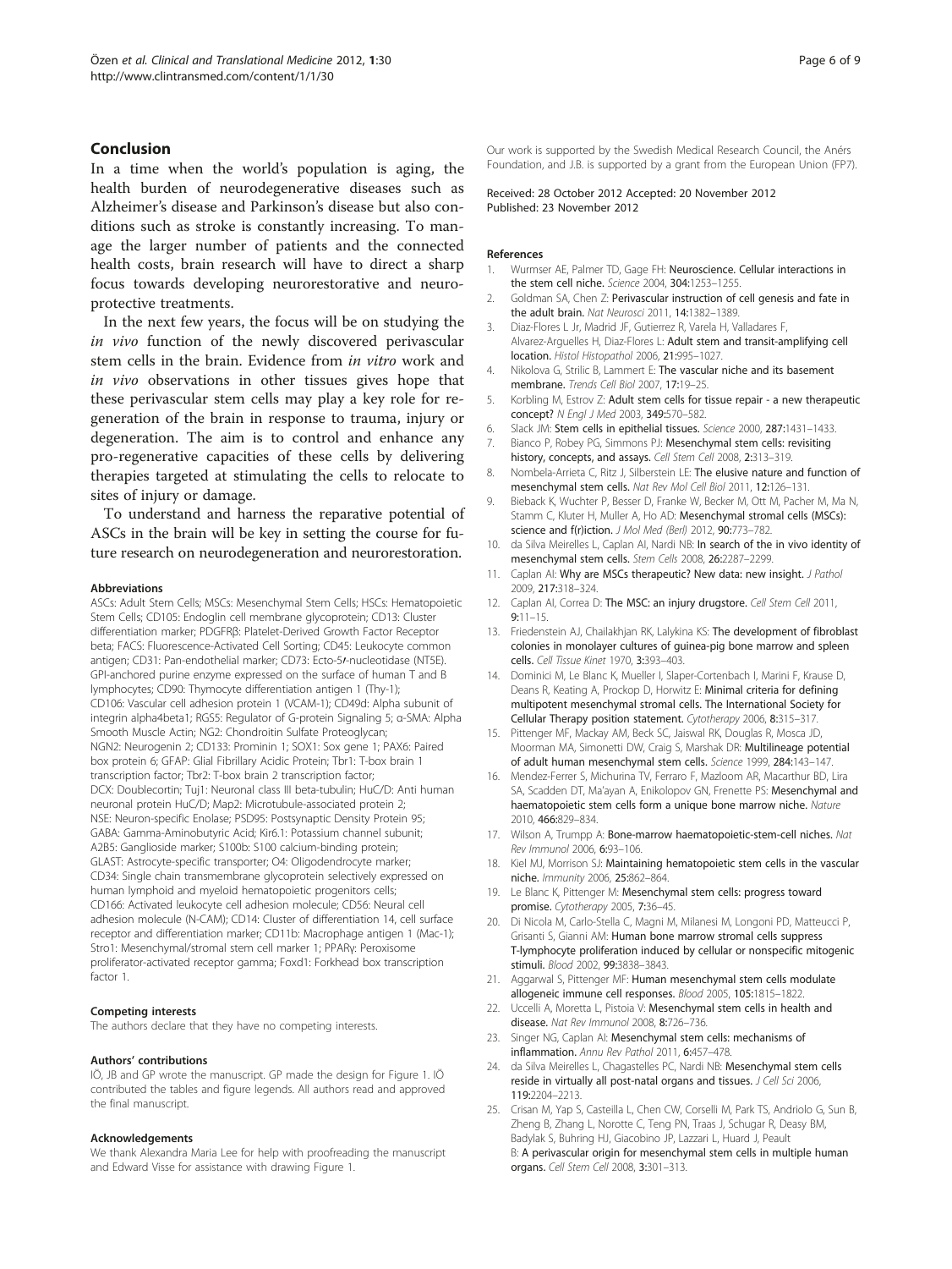## Conclusion

In a time when the world's population is aging, the health burden of neurodegenerative diseases such as Alzheimer's disease and Parkinson's disease but also conditions such as stroke is constantly increasing. To manage the larger number of patients and the connected health costs, brain research will have to direct a sharp focus towards developing neurorestorative and neuroprotective treatments.

In the next few years, the focus will be on studying the *in vivo* function of the newly discovered perivascular stem cells in the brain. Evidence from *in vitro* work and *in vivo* observations in other tissues gives hope that these perivascular stem cells may play a key role for regeneration of the brain in response to trauma, injury or degeneration. The aim is to control and enhance any pro-regenerative capacities of these cells by delivering therapies targeted at stimulating the cells to relocate to sites of injury or damage.

To understand and harness the reparative potential of ASCs in the brain will be key in setting the course for future research on neurodegeneration and neurorestoration.

#### Abbreviations

ASCs: Adult Stem Cells; MSCs: Mesenchymal Stem Cells; HSCs: Hematopoietic Stem Cells; CD105: Endoglin cell membrane glycoprotein; CD13: Cluster differentiation marker; PDGFRβ: Platelet-Derived Growth Factor Receptor beta; FACS: Fluorescence-Activated Cell Sorting; CD45: Leukocyte common antigen; CD31: Pan-endothelial marker; CD73: Ecto-5ʹ-nucleotidase (NT5E). GPI-anchored purine enzyme expressed on the surface of human T and B lymphocytes; CD90: Thymocyte differentiation antigen 1 (Thy-1); CD106: Vascular cell adhesion protein 1 (VCAM-1); CD49d: Alpha subunit of integrin alpha4beta1; RGS5: Regulator of G-protein Signaling 5; α-SMA: Alpha Smooth Muscle Actin; NG2: Chondroitin Sulfate Proteoglycan; NGN2: Neurogenin 2; CD133: Prominin 1; SOX1: Sox gene 1; PAX6: Paired box protein 6; GFAP: Glial Fibrillary Acidic Protein; Tbr1: T-box brain 1 transcription factor; Tbr2: T-box brain 2 transcription factor; DCX: Doublecortin; Tuj1: Neuronal class III beta-tubulin; HuC/D: Anti human neuronal protein HuC/D; Map2: Microtubule-associated protein 2; NSE: Neuron-specific Enolase; PSD95: Postsynaptic Density Protein 95; GABA: Gamma-Aminobutyric Acid; Kir6.1: Potassium channel subunit; A2B5: Ganglioside marker; S100b: S100 calcium-binding protein; GLAST: Astrocyte-specific transporter; O4: Oligodendrocyte marker; CD34: Single chain transmembrane glycoprotein selectively expressed on human lymphoid and myeloid hematopoietic progenitors cells; CD166: Activated leukocyte cell adhesion molecule; CD56: Neural cell adhesion molecule (N-CAM); CD14: Cluster of differentiation 14, cell surface receptor and differentiation marker; CD11b: Macrophage antigen 1 (Mac-1); Stro1: Mesenchymal/stromal stem cell marker 1; PPARγ: Peroxisome proliferator-activated receptor gamma; Foxd1: Forkhead box transcription factor 1.

#### Competing interests

The authors declare that they have no competing interests.

#### Authors' contributions

IÖ, JB and GP wrote the manuscript. GP made the design for Figure 1. IÖ contributed the tables and figure legends. All authors read and approved the final manuscript.

#### Acknowledgements

We thank Alexandra Maria Lee for help with proofreading the manuscript and Edward Visse for assistance with drawing Figure 1.

Our work is supported by the Swedish Medical Research Council, the Anérs Foundation, and J.B. is supported by a grant from the European Union (FP7).

Received: 28 October 2012 Accepted: 20 November 2012
Published: 23 November 2012

#### References

1. Wurmser AE, Palmer TD, Gage FH: **Neuroscience. Cellular interactions in the stem cell niche.** *Science* 2004, **304:**1253–1255.
2. Goldman SA, Chen Z: **Perivascular instruction of cell genesis and fate in the adult brain.** *Nat Neurosci* 2011, **14:**1382–1389.
3. Diaz-Flores L Jr, Madrid JF, Gutierrez R, Varela H, Valladares F, Alvarez-Arguelles H, Diaz-Flores L: **Adult stem and transit-amplifying cell location.** *Histol Histopathol* 2006, **21:**995–1027.
4. Nikolova G, Strilic B, Lammert E: **The vascular niche and its basement membrane.** *Trends Cell Biol* 2007, **17:**19–25.
5. Korbling M, Estrov Z: **Adult stem cells for tissue repair - a new therapeutic concept?** *N Engl J Med* 2003, **349:**570–582.
6. Slack JM: **Stem cells in epithelial tissues.** *Science* 2000, **287:**1431–1433.
7. Bianco P, Robey PG, Simmons PJ: **Mesenchymal stem cells: revisiting history, concepts, and assays.** *Cell Stem Cell* 2008, **2:**313–319.
8. Nombela-Arrieta C, Ritz J, Silberstein LE: **The elusive nature and function of mesenchymal stem cells.** *Nat Rev Mol Cell Biol* 2011, **12:**126–131.
9. Bieback K, Wuchter P, Besser D, Franke W, Becker M, Ott M, Pacher M, Ma N, Stamm C, Kluter H, Muller A, Ho AD: **Mesenchymal stromal cells (MSCs): science and f(r)iction.** *J Mol Med (Berl)* 2012, **90:**773–782.
10. da Silva Meirelles L, Caplan AI, Nardi NB: **In search of the in vivo identity of mesenchymal stem cells.** *Stem Cells* 2008, **26:**2287–2299.
11. Caplan AI: **Why are MSCs therapeutic? New data: new insight.** *J Pathol* 2009, **217:**318–324.
12. Caplan AI, Correa D: **The MSC: an injury drugstore.** *Cell Stem Cell* 2011, **9:**11–15.
13. Friedenstein AJ, Chailakhjan RK, Lalykina KS: **The development of fibroblast colonies in monolayer cultures of guinea-pig bone marrow and spleen cells.** *Cell Tissue Kinet* 1970, **3:**393–403.
14. Dominici M, Le Blanc K, Mueller I, Slaper-Cortenbach I, Marini F, Krause D, Deans R, Keating A, Prockop D, Horwitz E: **Minimal criteria for defining multipotent mesenchymal stromal cells. The International Society for Cellular Therapy position statement.** *Cytotherapy* 2006, **8:**315–317.
15. Pittenger MF, Mackay AM, Beck SC, Jaiswal RK, Douglas R, Mosca JD, Moorman MA, Simonetti DW, Craig S, Marshak DR: **Multilineage potential of adult human mesenchymal stem cells.** *Science* 1999, **284:**143–147.
16. Mendez-Ferrer S, Michurina TV, Ferraro F, Mazloom AR, Macarthur BD, Lira SA, Scadden DT, Ma'ayan A, Enikolopov GN, Frenette PS: **Mesenchymal and haematopoietic stem cells form a unique bone marrow niche.** *Nature* 2010, **466:**829–834.
17. Wilson A, Trumpp A: **Bone-marrow haematopoietic-stem-cell niches.** *Nat Rev Immunol* 2006, **6:**93–106.
18. Kiel MJ, Morrison SJ: **Maintaining hematopoietic stem cells in the vascular niche.** *Immunity* 2006, **25:**862–864.
19. Le Blanc K, Pittenger M: **Mesenchymal stem cells: progress toward promise.** *Cytotherapy* 2005, **7:**36–45.
20. Di Nicola M, Carlo-Stella C, Magni M, Milanesi M, Longoni PD, Matteucci P, Grisanti S, Gianni AM: **Human bone marrow stromal cells suppress T-lymphocyte proliferation induced by cellular or nonspecific mitogenic stimuli.** *Blood* 2002, **99:**3838–3843.
21. Aggarwal S, Pittenger MF: **Human mesenchymal stem cells modulate allogeneic immune cell responses.** *Blood* 2005, **105:**1815–1822.
22. Uccelli A, Moretta L, Pistoia V: **Mesenchymal stem cells in health and disease.** *Nat Rev Immunol* 2008, **8:**726–736.
23. Singer NG, Caplan AI: **Mesenchymal stem cells: mechanisms of inflammation.** *Annu Rev Pathol* 2011, **6:**457–478.
24. da Silva Meirelles L, Chagastelles PC, Nardi NB: **Mesenchymal stem cells reside in virtually all post-natal organs and tissues.** *J Cell Sci* 2006, **119:**2204–2213.
25. Crisan M, Yap S, Casteilla L, Chen CW, Corselli M, Park TS, Andriolo G, Sun B, Zheng B, Zhang L, Norotte C, Teng PN, Traas J, Schugar R, Deasy BM, Badylak S, Buhring HJ, Giacobino JP, Lazzari L, Huard J, Peault B: **A perivascular origin for mesenchymal stem cells in multiple human organs.** *Cell Stem Cell* 2008, **3:**301–313.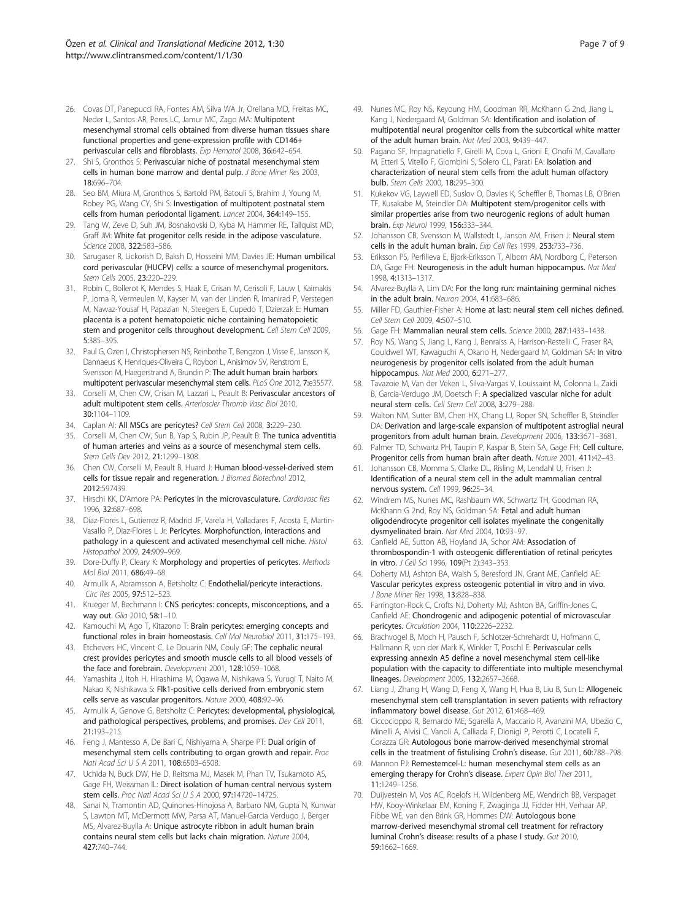26. Covas DT, Panepucci RA, Fontes AM, Silva WA Jr, Orellana MD, Freitas MC, Neder L, Santos AR, Peres LC, Jamur MC, Zago MA: **Multipotent mesenchymal stromal cells obtained from diverse human tissues share functional properties and gene-expression profile with CD146+ perivascular cells and fibroblasts.** *Exp Hematol* 2008, **36:**642–654.
27. Shi S, Gronthos S: **Perivascular niche of postnatal mesenchymal stem cells in human bone marrow and dental pulp.** *J Bone Miner Res* 2003, **18:**696–704.
28. Seo BM, Miura M, Gronthos S, Bartold PM, Batouli S, Brahim J, Young M, Robey PG, Wang CY, Shi S: **Investigation of multipotent postnatal stem cells from human periodontal ligament.** *Lancet* 2004, **364:**149–155.
29. Tang W, Zeve D, Suh JM, Bosnakovski D, Kyba M, Hammer RE, Tallquist MD, Graff JM: **White fat progenitor cells reside in the adipose vasculature.** *Science* 2008, **322:**583–586.
30. Sarugaser R, Lickorish D, Baksh D, Hosseini MM, Davies JE: **Human umbilical cord perivascular (HUCPV) cells: a source of mesenchymal progenitors.** *Stem Cells* 2005, **23:**220–229.
31. Robin C, Bollerot K, Mendes S, Haak E, Crisan M, Cerisoli F, Lauw I, Kaimakis P, Jorna R, Vermeulen M, Kayser M, van der Linden R, Imanirad P, Verstegen M, Nawaz-Yousaf H, Papazian N, Steegers E, Cupedo T, Dzierzak E: **Human placenta is a potent hematopoietic niche containing hematopoietic stem and progenitor cells throughout development.** *Cell Stem Cell* 2009, **5:**385–395.
32. Paul G, Ozen I, Christophersen NS, Reinbothe T, Bengzon J, Visse E, Jansson K, Dannaeus K, Henriques-Oliveira C, Roybon L, Anisimov SV, Renstrom E, Svensson M, Haegerstrand A, Brundin P: **The adult human brain harbors multipotent perivascular mesenchymal stem cells.** *PLoS One* 2012, **7:**e35577.
33. Corselli M, Chen CW, Crisan M, Lazzari L, Peault B: **Perivascular ancestors of adult multipotent stem cells.** *Arterioscler Thromb Vasc Biol* 2010, **30:**1104–1109.
34. Caplan AI: **All MSCs are pericytes?** *Cell Stem Cell* 2008, **3:**229–230.
35. Corselli M, Chen CW, Sun B, Yap S, Rubin JP, Peault B: **The tunica adventitia of human arteries and veins as a source of mesenchymal stem cells.** *Stem Cells Dev* 2012, **21:**1299–1308.
36. Chen CW, Corselli M, Peault B, Huard J: **Human blood-vessel-derived stem cells for tissue repair and regeneration.** *J Biomed Biotechnol* 2012, **2012:**597439.
37. Hirschi KK, D'Amore PA: **Pericytes in the microvasculature.** *Cardiovasc Res* 1996, **32:**687–698.
38. Diaz-Flores L, Gutierrez R, Madrid JF, Varela H, Valladares F, Acosta E, Martin-Vasallo P, Diaz-Flores L Jr: **Pericytes. Morphofunction, interactions and pathology in a quiescent and activated mesenchymal cell niche.** *Histol Histopathol* 2009, **24:**909–969.
39. Dore-Duffy P, Cleary K: **Morphology and properties of pericytes.** *Methods Mol Biol* 2011, **686:**49–68.
40. Armulik A, Abramsson A, Betsholtz C: **Endothelial/pericyte interactions.** *Circ Res* 2005, **97:**512–523.
41. Krueger M, Bechmann I: **CNS pericytes: concepts, misconceptions, and a way out.** *Glia* 2010, **58:**1–10.
42. Kamouchi M, Ago T, Kitazono T: **Brain pericytes: emerging concepts and functional roles in brain homeostasis.** *Cell Mol Neurobiol* 2011, **31:**175–193.
43. Etchevers HC, Vincent C, Le Douarin NM, Couly GF: **The cephalic neural crest provides pericytes and smooth muscle cells to all blood vessels of the face and forebrain.** *Development* 2001, **128:**1059–1068.
44. Yamashita J, Itoh H, Hirashima M, Ogawa M, Nishikawa S, Yurugi T, Naito M, Nakao K, Nishikawa S: **Flk1-positive cells derived from embryonic stem cells serve as vascular progenitors.** *Nature* 2000, **408:**92–96.
45. Armulik A, Genove G, Betsholtz C: **Pericytes: developmental, physiological, and pathological perspectives, problems, and promises.** *Dev Cell* 2011, **21:**193–215.
46. Feng J, Mantesso A, De Bari C, Nishiyama A, Sharpe PT: **Dual origin of mesenchymal stem cells contributing to organ growth and repair.** *Proc Natl Acad Sci U S A* 2011, **108:**6503–6508.
47. Uchida N, Buck DW, He D, Reitsma MJ, Masek M, Phan TV, Tsukamoto AS, Gage FH, Weissman IL: **Direct isolation of human central nervous system stem cells.** *Proc Natl Acad Sci U S A* 2000, **97:**14720–14725.
48. Sanai N, Tramontin AD, Quinones-Hinojosa A, Barbaro NM, Gupta N, Kunwar S, Lawton MT, McDermott MW, Parsa AT, Manuel-Garcia Verdugo J, Berger MS, Alvarez-Buylla A: **Unique astrocyte ribbon in adult human brain contains neural stem cells but lacks chain migration.** *Nature* 2004, **427:**740–744.
49. Nunes MC, Roy NS, Keyoung HM, Goodman RR, McKhann G 2nd, Jiang L, Kang J, Nedergaard M, Goldman SA: **Identification and isolation of multipotential neural progenitor cells from the subcortical white matter of the adult human brain.** *Nat Med* 2003, **9:**439–447.
50. Pagano SF, Impagnatiello F, Girelli M, Cova L, Grioni E, Onofri M, Cavallaro M, Etteri S, Vitello F, Giombini S, Solero CL, Parati EA: **Isolation and characterization of neural stem cells from the adult human olfactory bulb.** *Stem Cells* 2000, **18:**295–300.
51. Kukekov VG, Laywell ED, Suslov O, Davies K, Scheffler B, Thomas LB, O'Brien TF, Kusakabe M, Steindler DA: **Multipotent stem/progenitor cells with similar properties arise from two neurogenic regions of adult human brain.** *Exp Neurol* 1999, **156:**333–344.
52. Johansson CB, Svensson M, Wallstedt L, Janson AM, Frisen J: **Neural stem cells in the adult human brain.** *Exp Cell Res* 1999, **253:**733–736.
53. Eriksson PS, Perfilieva E, Bjork-Eriksson T, Alborn AM, Nordborg C, Peterson DA, Gage FH: **Neurogenesis in the adult human hippocampus.** *Nat Med* 1998, **4:**1313–1317.
54. Alvarez-Buylla A, Lim DA: **For the long run: maintaining germinal niches in the adult brain.** *Neuron* 2004, **41:**683–686.
55. Miller FD, Gauthier-Fisher A: **Home at last: neural stem cell niches defined.** *Cell Stem Cell* 2009, **4:**507–510.
56. Gage FH: **Mammalian neural stem cells.** *Science* 2000, **287:**1433–1438.
57. Roy NS, Wang S, Jiang L, Kang J, Benraiss A, Harrison-Restelli C, Fraser RA, Couldwell WT, Kawaguchi A, Okano H, Nedergaard M, Goldman SA: **In vitro neurogenesis by progenitor cells isolated from the adult human hippocampus.** *Nat Med* 2000, **6:**271–277.
58. Tavazoie M, Van der Veken L, Silva-Vargas V, Louissaint M, Colonna L, Zaidi B, Garcia-Verdugo JM, Doetsch F: **A specialized vascular niche for adult neural stem cells.** *Cell Stem Cell* 2008, **3:**279–288.
59. Walton NM, Sutter BM, Chen HX, Chang LJ, Roper SN, Scheffler B, Steindler DA: **Derivation and large-scale expansion of multipotent astroglial neural progenitors from adult human brain.** *Development* 2006, **133:**3671–3681.
60. Palmer TD, Schwartz PH, Taupin P, Kaspar B, Stein SA, Gage FH: **Cell culture. Progenitor cells from human brain after death.** *Nature* 2001, **411:**42–43.
61. Johansson CB, Momma S, Clarke DL, Risling M, Lendahl U, Frisen J: **Identification of a neural stem cell in the adult mammalian central nervous system.** *Cell* 1999, **96:**25–34.
62. Windrem MS, Nunes MC, Rashbaum WK, Schwartz TH, Goodman RA, McKhann G 2nd, Roy NS, Goldman SA: **Fetal and adult human oligodendrocyte progenitor cell isolates myelinate the congenitally dysmyelinated brain.** *Nat Med* 2004, **10:**93–97.
63. Canfield AE, Sutton AB, Hoyland JA, Schor AM: **Association of thrombospondin-1 with osteogenic differentiation of retinal pericytes in vitro.** *J Cell Sci* 1996, **109**(Pt 2):343–353.
64. Doherty MJ, Ashton BA, Walsh S, Beresford JN, Grant ME, Canfield AE: **Vascular pericytes express osteogenic potential in vitro and in vivo.** *J Bone Miner Res* 1998, **13:**828–838.
65. Farrington-Rock C, Crofts NJ, Doherty MJ, Ashton BA, Griffin-Jones C, Canfield AE: **Chondrogenic and adipogenic potential of microvascular pericytes.** *Circulation* 2004, **110:**2226–2232.
66. Brachvogel B, Moch H, Pausch F, Schlotzer-Schrehardt U, Hofmann C, Hallmann R, von der Mark K, Winkler T, Poschl E: **Perivascular cells expressing annexin A5 define a novel mesenchymal stem cell-like population with the capacity to differentiate into multiple mesenchymal lineages.** *Development* 2005, **132:**2657–2668.
67. Liang J, Zhang H, Wang D, Feng X, Wang H, Hua B, Liu B, Sun L: **Allogeneic mesenchymal stem cell transplantation in seven patients with refractory inflammatory bowel disease.** *Gut* 2012, **61:**468–469.
68. Ciccocioppo R, Bernardo ME, Sgarella A, Maccario R, Avanzini MA, Ubezio C, Minelli A, Alvisi C, Vanoli A, Calliada F, Dionigi P, Perotti C, Locatelli F, Corazza GR: **Autologous bone marrow-derived mesenchymal stromal cells in the treatment of fistulising Crohn's disease.** *Gut* 2011, **60:**788–798.
69. Mannon PJ: **Remestemcel-L: human mesenchymal stem cells as an emerging therapy for Crohn's disease.** *Expert Opin Biol Ther* 2011, **11:**1249–1256.
70. Duijvestein M, Vos AC, Roelofs H, Wildenberg ME, Wendrich BB, Verspaget HW, Kooy-Winkelaar EM, Koning F, Zwaginga JJ, Fidder HH, Verhaar AP, Fibbe WE, van den Brink GR, Hommes DW: **Autologous bone marrow-derived mesenchymal stromal cell treatment for refractory luminal Crohn's disease: results of a phase I study.** *Gut* 2010, **59:**1662–1669.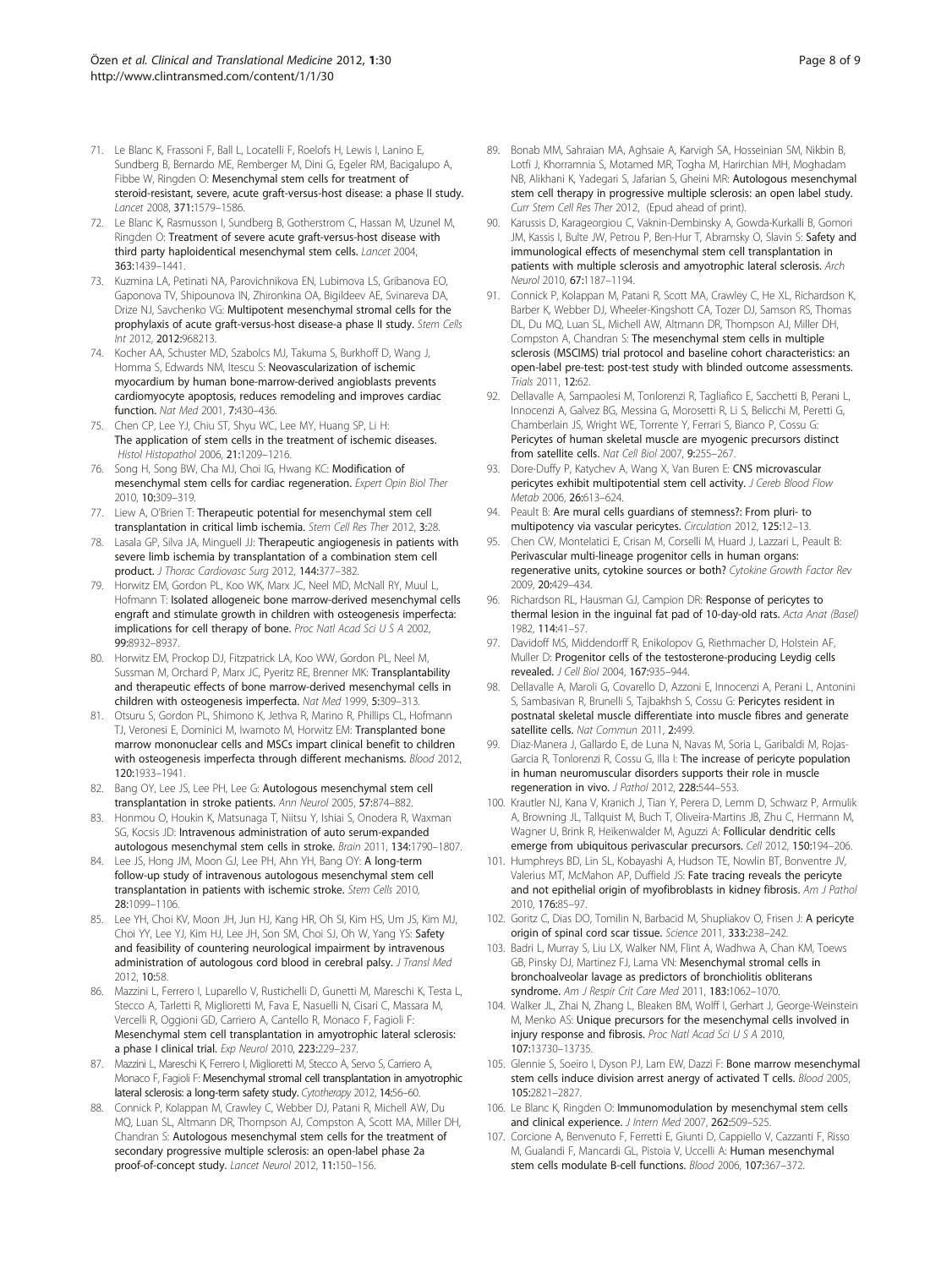71. Le Blanc K, Frassoni F, Ball L, Locatelli F, Roelofs H, Lewis I, Lanino E, Sundberg B, Bernardo ME, Remberger M, Dini G, Egeler RM, Bacigalupo A, Fibbe W, Ringden O: **Mesenchymal stem cells for treatment of steroid-resistant, severe, acute graft-versus-host disease: a phase II study.** *Lancet* 2008, **371:**1579–1586.
72. Le Blanc K, Rasmusson I, Sundberg B, Gotherstrom C, Hassan M, Uzunel M, Ringden O: **Treatment of severe acute graft-versus-host disease with third party haploidentical mesenchymal stem cells.** *Lancet* 2004, **363:**1439–1441.
73. Kuzmina LA, Petinati NA, Parovichnikova EN, Lubimova LS, Gribanova EO, Gaponova TV, Shipounova IN, Zhironkina OA, Bigildeev AE, Svinareva DA, Drize NJ, Savchenko VG: **Multipotent mesenchymal stromal cells for the prophylaxis of acute graft-versus-host disease-a phase II study.** *Stem Cells Int* 2012, **2012:**968213.
74. Kocher AA, Schuster MD, Szabolcs MJ, Takuma S, Burkhoff D, Wang J, Homma S, Edwards NM, Itescu S: **Neovascularization of ischemic myocardium by human bone-marrow-derived angioblasts prevents cardiomyocyte apoptosis, reduces remodeling and improves cardiac function.** *Nat Med* 2001, **7:**430–436.
75. Chen CP, Lee YJ, Chiu ST, Shyu WC, Lee MY, Huang SP, Li H: **The application of stem cells in the treatment of ischemic diseases.** *Histol Histopathol* 2006, **21:**1209–1216.
76. Song H, Song BW, Cha MJ, Choi IG, Hwang KC: **Modification of mesenchymal stem cells for cardiac regeneration.** *Expert Opin Biol Ther* 2010, **10:**309–319.
77. Liew A, O'Brien T: **Therapeutic potential for mesenchymal stem cell transplantation in critical limb ischemia.** *Stem Cell Res Ther* 2012, **3:**28.
78. Lasala GP, Silva JA, Minguell JJ: **Therapeutic angiogenesis in patients with severe limb ischemia by transplantation of a combination stem cell product.** *J Thorac Cardiovasc Surg* 2012, **144:**377–382.
79. Horwitz EM, Gordon PL, Koo WK, Marx JC, Neel MD, McNall RY, Muul L, Hofmann T: **Isolated allogeneic bone marrow-derived mesenchymal cells engraft and stimulate growth in children with osteogenesis imperfecta: implications for cell therapy of bone.** *Proc Natl Acad Sci U S A* 2002, **99:**8932–8937.
80. Horwitz EM, Prockop DJ, Fitzpatrick LA, Koo WW, Gordon PL, Neel M, Sussman M, Orchard P, Marx JC, Pyeritz RE, Brenner MK: **Transplantability and therapeutic effects of bone marrow-derived mesenchymal cells in children with osteogenesis imperfecta.** *Nat Med* 1999, **5:**309–313.
81. Otsuru S, Gordon PL, Shimono K, Jethva R, Marino R, Phillips CL, Hofmann TJ, Veronesi E, Dominici M, Iwamoto M, Horwitz EM: **Transplanted bone marrow mononuclear cells and MSCs impart clinical benefit to children with osteogenesis imperfecta through different mechanisms.** *Blood* 2012, **120:**1933–1941.
82. Bang OY, Lee JS, Lee PH, Lee G: **Autologous mesenchymal stem cell transplantation in stroke patients.** *Ann Neurol* 2005, **57:**874–882.
83. Honmou O, Houkin K, Matsunaga T, Niitsu Y, Ishiai S, Onodera R, Waxman SG, Kocsis JD: **Intravenous administration of auto serum-expanded autologous mesenchymal stem cells in stroke.** *Brain* 2011, **134:**1790–1807.
84. Lee JS, Hong JM, Moon GJ, Lee PH, Ahn YH, Bang OY: **A long-term follow-up study of intravenous autologous mesenchymal stem cell transplantation in patients with ischemic stroke.** *Stem Cells* 2010, **28:**1099–1106.
85. Lee YH, Choi KV, Moon JH, Jun HJ, Kang HR, Oh SI, Kim HS, Um JS, Kim MJ, Choi YY, Lee YJ, Kim HJ, Lee JH, Son SM, Choi SJ, Oh W, Yang YS: **Safety and feasibility of countering neurological impairment by intravenous administration of autologous cord blood in cerebral palsy.** *J Transl Med* 2012, **10:**58.
86. Mazzini L, Ferrero I, Luparello V, Rustichelli D, Gunetti M, Mareschi K, Testa L, Stecco A, Tarletti R, Miglioretti M, Fava E, Nasuelli N, Cisari C, Massara M, Vercelli R, Oggioni GD, Carriero A, Cantello R, Monaco F, Fagioli F: **Mesenchymal stem cell transplantation in amyotrophic lateral sclerosis: a phase I clinical trial.** *Exp Neurol* 2010, **223:**229–237.
87. Mazzini L, Mareschi K, Ferrero I, Miglioretti M, Stecco A, Servo S, Carriero A, Monaco F, Fagioli F: **Mesenchymal stromal cell transplantation in amyotrophic lateral sclerosis: a long-term safety study.** *Cytotherapy* 2012, **14:**56–60.
88. Connick P, Kolappan M, Crawley C, Webber DJ, Patani R, Michell AW, Du MQ, Luan SL, Altmann DR, Thompson AJ, Compston A, Scott MA, Miller DH, Chandran S: **Autologous mesenchymal stem cells for the treatment of secondary progressive multiple sclerosis: an open-label phase 2a proof-of-concept study.** *Lancet Neurol* 2012, **11:**150–156.
89. Bonab MM, Sahraian MA, Aghsaie A, Karvigh SA, Hosseinian SM, Nikbin B, Lotfi J, Khorramnia S, Motamed MR, Togha M, Harirchian MH, Moghadam NB, Alikhani K, Yadegari S, Jafarian S, Gheini MR: **Autologous mesenchymal stem cell therapy in progressive multiple sclerosis: an open label study.** *Curr Stem Cell Res Ther* 2012, (Epud ahead of print).
90. Karussis D, Karageorgiou C, Vaknin-Dembinsky A, Gowda-Kurkalli B, Gomori JM, Kassis I, Bulte JW, Petrou P, Ben-Hur T, Abramsky O, Slavin S: **Safety and immunological effects of mesenchymal stem cell transplantation in patients with multiple sclerosis and amyotrophic lateral sclerosis.** *Arch Neurol* 2010, **67:**1187–1194.
91. Connick P, Kolappan M, Patani R, Scott MA, Crawley C, He XL, Richardson K, Barber K, Webber DJ, Wheeler-Kingshott CA, Tozer DJ, Samson RS, Thomas DL, Du MQ, Luan SL, Michell AW, Altmann DR, Thompson AJ, Miller DH, Compston A, Chandran S: **The mesenchymal stem cells in multiple sclerosis (MSCIMS) trial protocol and baseline cohort characteristics: an open-label pre-test: post-test study with blinded outcome assessments.** *Trials* 2011, **12:**62.
92. Dellavalle A, Sampaolesi M, Tonlorenzi R, Tagliafico E, Sacchetti B, Perani L, Innocenzi A, Galvez BG, Messina G, Morosetti R, Li S, Belicchi M, Peretti G, Chamberlain JS, Wright WE, Torrente Y, Ferrari S, Bianco P, Cossu G: **Pericytes of human skeletal muscle are myogenic precursors distinct from satellite cells.** *Nat Cell Biol* 2007, **9:**255–267.
93. Dore-Duffy P, Katychev A, Wang X, Van Buren E: **CNS microvascular pericytes exhibit multipotential stem cell activity.** *J Cereb Blood Flow Metab* 2006, **26:**613–624.
94. Peault B: **Are mural cells guardians of stemness?: From pluri- to multipotency via vascular pericytes.** *Circulation* 2012, **125:**12–13.
95. Chen CW, Montelatici E, Crisan M, Corselli M, Huard J, Lazzari L, Peault B: **Perivascular multi-lineage progenitor cells in human organs: regenerative units, cytokine sources or both?** *Cytokine Growth Factor Rev* 2009, **20:**429–434.
96. Richardson RL, Hausman GJ, Campion DR: **Response of pericytes to thermal lesion in the inguinal fat pad of 10-day-old rats.** *Acta Anat (Basel)* 1982, **114:**41–57.
97. Davidoff MS, Middendorff R, Enikolopov G, Riethmacher D, Holstein AF, Muller D: **Progenitor cells of the testosterone-producing Leydig cells revealed.** *J Cell Biol* 2004, **167:**935–944.
98. Dellavalle A, Maroli G, Covarello D, Azzoni E, Innocenzi A, Perani L, Antonini S, Sambasivan R, Brunelli S, Tajbakhsh S, Cossu G: **Pericytes resident in postnatal skeletal muscle differentiate into muscle fibres and generate satellite cells.** *Nat Commun* 2011, **2:**499.
99. Diaz-Manera J, Gallardo E, de Luna N, Navas M, Soria L, Garibaldi M, Rojas-Garcia R, Tonlorenzi R, Cossu G, Illa I: **The increase of pericyte population in human neuromuscular disorders supports their role in muscle regeneration in vivo.** *J Pathol* 2012, **228:**544–553.
100. Krautler NJ, Kana V, Kranich J, Tian Y, Perera D, Lemm D, Schwarz P, Armulik A, Browning JL, Tallquist M, Buch T, Oliveira-Martins JB, Zhu C, Hermann M, Wagner U, Brink R, Heikenwalder M, Aguzzi A: **Follicular dendritic cells emerge from ubiquitous perivascular precursors.** *Cell* 2012, **150:**194–206.
101. Humphreys BD, Lin SL, Kobayashi A, Hudson TE, Nowlin BT, Bonventre JV, Valerius MT, McMahon AP, Duffield JS: **Fate tracing reveals the pericyte and not epithelial origin of myofibroblasts in kidney fibrosis.** *Am J Pathol* 2010, **176:**85–97.
102. Goritz C, Dias DO, Tomilin N, Barbacid M, Shupliakov O, Frisen J: **A pericyte origin of spinal cord scar tissue.** *Science* 2011, **333:**238–242.
103. Badri L, Murray S, Liu LX, Walker NM, Flint A, Wadhwa A, Chan KM, Toews GB, Pinsky DJ, Martinez FJ, Lama VN: **Mesenchymal stromal cells in bronchoalveolar lavage as predictors of bronchiolitis obliterans syndrome.** *Am J Respir Crit Care Med* 2011, **183:**1062–1070.
104. Walker JL, Zhai N, Zhang L, Bleaken BM, Wolff I, Gerhart J, George-Weinstein M, Menko AS: **Unique precursors for the mesenchymal cells involved in injury response and fibrosis.** *Proc Natl Acad Sci U S A* 2010, **107:**13730–13735.
105. Glennie S, Soeiro I, Dyson PJ, Lam EW, Dazzi F: **Bone marrow mesenchymal stem cells induce division arrest anergy of activated T cells.** *Blood* 2005, **105:**2821–2827.
106. Le Blanc K, Ringden O: **Immunomodulation by mesenchymal stem cells and clinical experience.** *J Intern Med* 2007, **262:**509–525.
107. Corcione A, Benvenuto F, Ferretti E, Giunti D, Cappiello V, Cazzanti F, Risso M, Gualandi F, Mancardi GL, Pistoia V, Uccelli A: **Human mesenchymal stem cells modulate B-cell functions.** *Blood* 2006, **107:**367–372.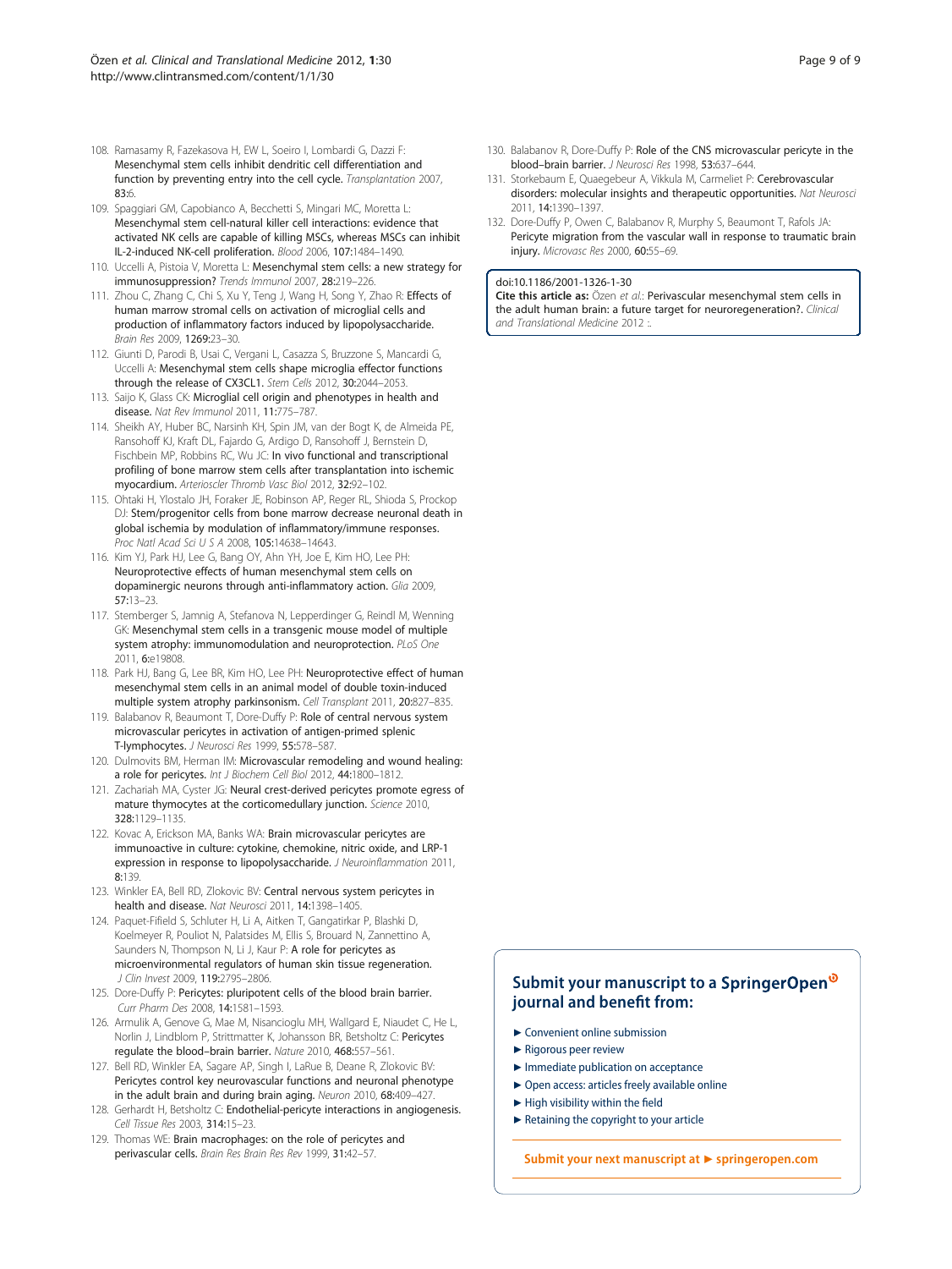108. Ramasamy R, Fazekasova H, EW L, Soeiro I, Lombardi G, Dazzi F: Mesenchymal stem cells inhibit dendritic cell differentiation and function by preventing entry into the cell cycle. *Transplantation* 2007, **83**:6.
109. Spaggiari GM, Capobianco A, Becchetti S, Mingari MC, Moretta L: Mesenchymal stem cell-natural killer cell interactions: evidence that activated NK cells are capable of killing MSCs, whereas MSCs can inhibit IL-2-induced NK-cell proliferation. *Blood* 2006, **107**:1484–1490.
110. Uccelli A, Pistoia V, Moretta L: Mesenchymal stem cells: a new strategy for immunosuppression? *Trends Immunol* 2007, **28**:219–226.
111. Zhou C, Zhang C, Chi S, Xu Y, Teng J, Wang H, Song Y, Zhao R: Effects of human marrow stromal cells on activation of microglial cells and production of inflammatory factors induced by lipopolysaccharide. *Brain Res* 2009, **1269**:23–30.
112. Giunti D, Parodi B, Usai C, Vergani L, Casazza S, Bruzzone S, Mancardi G, Uccelli A: Mesenchymal stem cells shape microglia effector functions through the release of CX3CL1. *Stem Cells* 2012, **30**:2044–2053.
113. Saijo K, Glass CK: Microglial cell origin and phenotypes in health and disease. *Nat Rev Immunol* 2011, **11**:775–787.
114. Sheikh AY, Huber BC, Narsinh KH, Spin JM, van der Bogt K, de Almeida PE, Ransohoff KJ, Kraft DL, Fajardo G, Ardigo D, Ransohoff J, Bernstein D, Fischbein MP, Robbins RC, Wu JC: In vivo functional and transcriptional profiling of bone marrow stem cells after transplantation into ischemic myocardium. *Arterioscler Thromb Vasc Biol* 2012, **32**:92–102.
115. Ohtaki H, Ylostalo JH, Foraker JE, Robinson AP, Reger RL, Shioda S, Prockop DJ: Stem/progenitor cells from bone marrow decrease neuronal death in global ischemia by modulation of inflammatory/immune responses. *Proc Natl Acad Sci U S A* 2008, **105**:14638–14643.
116. Kim YJ, Park HJ, Lee G, Bang OY, Ahn YH, Joe E, Kim HO, Lee PH: Neuroprotective effects of human mesenchymal stem cells on dopaminergic neurons through anti-inflammatory action. *Glia* 2009, **57**:13–23.
117. Stemberger S, Jamnig A, Stefanova N, Lepperdinger G, Reindl M, Wenning GK: Mesenchymal stem cells in a transgenic mouse model of multiple system atrophy: immunomodulation and neuroprotection. *PLoS One* 2011, **6**:e19808.
118. Park HJ, Bang G, Lee BR, Kim HO, Lee PH: Neuroprotective effect of human mesenchymal stem cells in an animal model of double toxin-induced multiple system atrophy parkinsonism. *Cell Transplant* 2011, **20**:827–835.
119. Balabanov R, Beaumont T, Dore-Duffy P: Role of central nervous system microvascular pericytes in activation of antigen-primed splenic T-lymphocytes. *J Neurosci Res* 1999, **55**:578–587.
120. Dulmovits BM, Herman IM: Microvascular remodeling and wound healing: a role for pericytes. *Int J Biochem Cell Biol* 2012, **44**:1800–1812.
121. Zachariah MA, Cyster JG: Neural crest-derived pericytes promote egress of mature thymocytes at the corticomedullary junction. *Science* 2010, **328**:1129–1135.
122. Kovac A, Erickson MA, Banks WA: Brain microvascular pericytes are immunoactive in culture: cytokine, chemokine, nitric oxide, and LRP-1 expression in response to lipopolysaccharide. *J Neuroinflammation* 2011, **8**:139.
123. Winkler EA, Bell RD, Zlokovic BV: Central nervous system pericytes in health and disease. *Nat Neurosci* 2011, **14**:1398–1405.
124. Paquet-Fifield S, Schluter H, Li A, Aitken T, Gangatirkar P, Blashki D, Koelmeyer R, Pouliot N, Palatsides M, Ellis S, Brouard N, Zannettino A, Saunders N, Thompson N, Li J, Kaur P: A role for pericytes as microenvironmental regulators of human skin tissue regeneration. *J Clin Invest* 2009, **119**:2795–2806.
125. Dore-Duffy P: Pericytes: pluripotent cells of the blood brain barrier. *Curr Pharm Des* 2008, **14**:1581–1593.
126. Armulik A, Genove G, Mae M, Nisancioglu MH, Wallgard E, Niaudet C, He L, Norlin J, Lindblom P, Strittmatter K, Johansson BR, Betsholtz C: Pericytes regulate the blood–brain barrier. *Nature* 2010, **468**:557–561.
127. Bell RD, Winkler EA, Sagare AP, Singh I, LaRue B, Deane R, Zlokovic BV: Pericytes control key neurovascular functions and neuronal phenotype in the adult brain and during brain aging. *Neuron* 2010, **68**:409–427.
128. Gerhardt H, Betsholtz C: Endothelial-pericyte interactions in angiogenesis. *Cell Tissue Res* 2003, **314**:15–23.
129. Thomas WE: Brain macrophages: on the role of pericytes and perivascular cells. *Brain Res Brain Res Rev* 1999, **31**:42–57.
130. Balabanov R, Dore-Duffy P: Role of the CNS microvascular pericyte in the blood–brain barrier. *J Neurosci Res* 1998, **53**:637–644.
131. Storkebaum E, Quaegebeur A, Vikkula M, Carmeliet P: Cerebrovascular disorders: molecular insights and therapeutic opportunities. *Nat Neurosci* 2011, **14**:1390–1397.
132. Dore-Duffy P, Owen C, Balabanov R, Murphy S, Beaumont T, Rafols JA: Pericyte migration from the vascular wall in response to traumatic brain injury. *Microvasc Res* 2000, **60**:55–69.

doi:10.1186/2001-1326-1-30
**Cite this article as:** Özen *et al.*: Perivascular mesenchymal stem cells in the adult human brain: a future target for neuroregeneration?. *Clinical and Translational Medicine* 2012 :.

**Submit your manuscript to a SpringerOpen journal and benefit from:**

- ► Convenient online submission
- ► Rigorous peer review
- ► Immediate publication on acceptance
- ► Open access: articles freely available online
- ► High visibility within the field
- ► Retaining the copyright to your article

**Submit your next manuscript at ► springeropen.com**